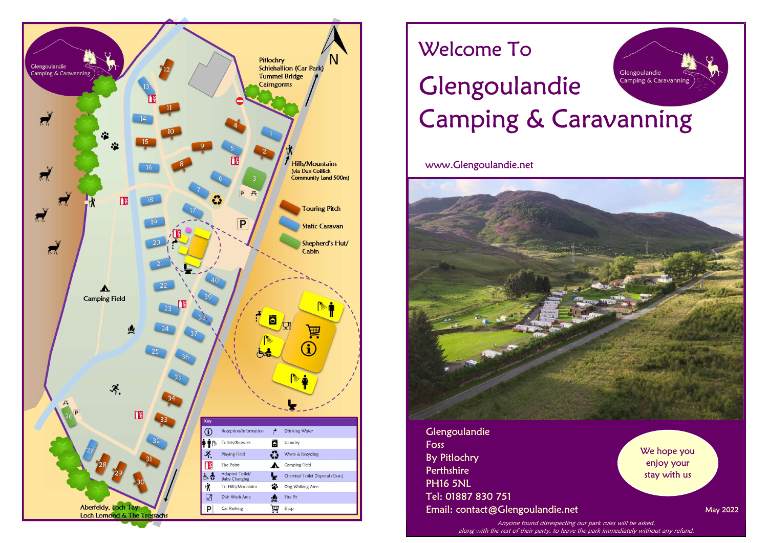Glengoulandie Camping & Caravanning

Pitlochry
Schiehallion (Car Park)
Tummel Bridge
Cairngorms

N

Hills/Mountains
(via Dun Coillich Community Land 500m)

Touring Pitch

Static Caravan

Shepherd's Hut/ Cabin

Camping Field

Aberfeldy, Loch Tay
Loch Lomond & The Trossachs

**Key**

| | | | |
|---|---|---|---|
| | Reception/Information | | Drinking Water |
| | Toilets/Showers | | Laundry |
| | Playing Field | | Waste & Recycling |
| | Fire Point | | Camping Field |
| | Adapted Toilet/ Baby Changing | | Chemical Toilet Disposal (Elsan) |
| | To Hills/Mountains | | Dog Walking Area |
| | Dish Wash Area | | Fire Pit |
| | Car Parking | | Shop |

# Welcome To

# Glengoulandie Camping & Caravanning

Glengoulandie Camping & Caravanning

www.Glengoulandie.net

Glengoulandie
Foss
By Pitlochry
Perthshire
PH16 5NL
Tel: 01887 830 751
Email: contact@Glengoulandie.net

We hope you enjoy your stay with us

May 2022

*Anyone found disrespecting our park rules will be asked, along with the rest of their party, to leave the park immediately without any refund.*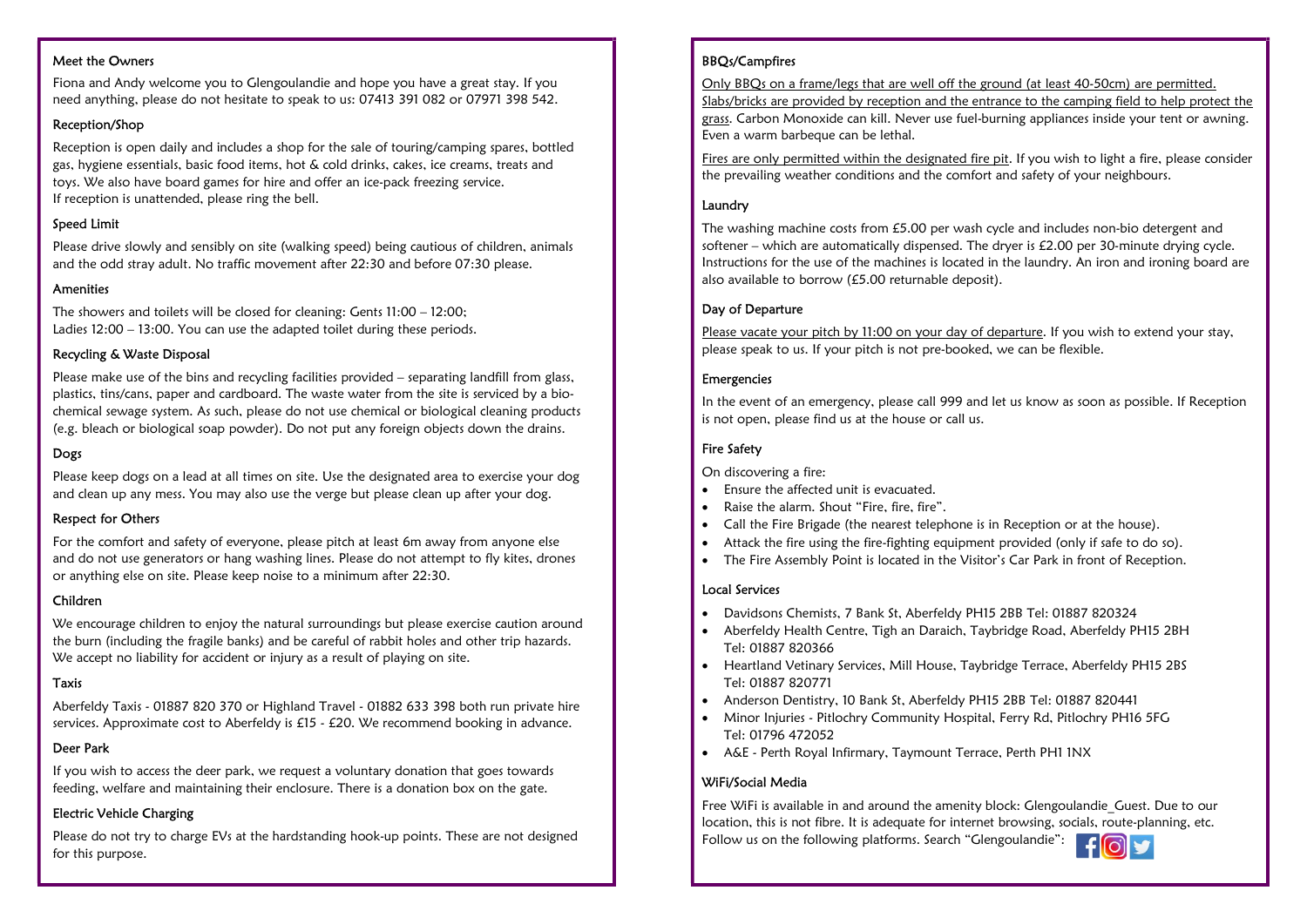### Meet the Owners

Fiona and Andy welcome you to Glengoulandie and hope you have a great stay. If you need anything, please do not hesitate to speak to us: 07413 391 082 or 07971 398 542.

### Reception/Shop

Reception is open daily and includes a shop for the sale of touring/camping spares, bottled gas, hygiene essentials, basic food items, hot & cold drinks, cakes, ice creams, treats and toys. We also have board games for hire and offer an ice-pack freezing service.
If reception is unattended, please ring the bell.

### Speed Limit

Please drive slowly and sensibly on site (walking speed) being cautious of children, animals and the odd stray adult. No traffic movement after 22:30 and before 07:30 please.

### Amenities

The showers and toilets will be closed for cleaning: Gents 11:00 – 12:00;
Ladies 12:00 – 13:00. You can use the adapted toilet during these periods.

### Recycling & Waste Disposal

Please make use of the bins and recycling facilities provided – separating landfill from glass, plastics, tins/cans, paper and cardboard. The waste water from the site is serviced by a bio-chemical sewage system. As such, please do not use chemical or biological cleaning products (e.g. bleach or biological soap powder). Do not put any foreign objects down the drains.

### Dogs

Please keep dogs on a lead at all times on site. Use the designated area to exercise your dog and clean up any mess. You may also use the verge but please clean up after your dog.

### Respect for Others

For the comfort and safety of everyone, please pitch at least 6m away from anyone else and do not use generators or hang washing lines. Please do not attempt to fly kites, drones or anything else on site. Please keep noise to a minimum after 22:30.

### Children

We encourage children to enjoy the natural surroundings but please exercise caution around the burn (including the fragile banks) and be careful of rabbit holes and other trip hazards. We accept no liability for accident or injury as a result of playing on site.

### Taxis

Aberfeldy Taxis - 01887 820 370 or Highland Travel - 01882 633 398 both run private hire services. Approximate cost to Aberfeldy is £15 - £20. We recommend booking in advance.

### Deer Park

If you wish to access the deer park, we request a voluntary donation that goes towards feeding, welfare and maintaining their enclosure. There is a donation box on the gate.

### Electric Vehicle Charging

Please do not try to charge EVs at the hardstanding hook-up points. These are not designed for this purpose.

### BBQs/Campfires

<u>Only BBQs on a frame/legs that are well off the ground (at least 40-50cm) are permitted. Slabs/bricks are provided by reception and the entrance to the camping field to help protect the grass</u>. Carbon Monoxide can kill. Never use fuel-burning appliances inside your tent or awning. Even a warm barbeque can be lethal.

<u>Fires are only permitted within the designated fire pit</u>. If you wish to light a fire, please consider the prevailing weather conditions and the comfort and safety of your neighbours.

### Laundry

The washing machine costs from £5.00 per wash cycle and includes non-bio detergent and softener – which are automatically dispensed. The dryer is £2.00 per 30-minute drying cycle. Instructions for the use of the machines is located in the laundry. An iron and ironing board are also available to borrow (£5.00 returnable deposit).

### Day of Departure

<u>Please vacate your pitch by 11:00 on your day of departure</u>. If you wish to extend your stay, please speak to us. If your pitch is not pre-booked, we can be flexible.

### Emergencies

In the event of an emergency, please call 999 and let us know as soon as possible. If Reception is not open, please find us at the house or call us.

### Fire Safety

On discovering a fire:

- Ensure the affected unit is evacuated.
- Raise the alarm. Shout "Fire, fire, fire".
- Call the Fire Brigade (the nearest telephone is in Reception or at the house).
- Attack the fire using the fire-fighting equipment provided (only if safe to do so).
- The Fire Assembly Point is located in the Visitor's Car Park in front of Reception.

### Local Services

- Davidsons Chemists, 7 Bank St, Aberfeldy PH15 2BB Tel: 01887 820324
- Aberfeldy Health Centre, Tigh an Daraich, Taybridge Road, Aberfeldy PH15 2BH Tel: 01887 820366
- Heartland Vetinary Services, Mill House, Taybridge Terrace, Aberfeldy PH15 2BS Tel: 01887 820771
- Anderson Dentistry, 10 Bank St, Aberfeldy PH15 2BB Tel: 01887 820441
- Minor Injuries - Pitlochry Community Hospital, Ferry Rd, Pitlochry PH16 5FG Tel: 01796 472052
- A&E - Perth Royal Infirmary, Taymount Terrace, Perth PH1 1NX

### WiFi/Social Media

Free WiFi is available in and around the amenity block: Glengoulandie_Guest. Due to our location, this is not fibre. It is adequate for internet browsing, socials, route-planning, etc.
Follow us on the following platforms. Search "Glengoulandie":